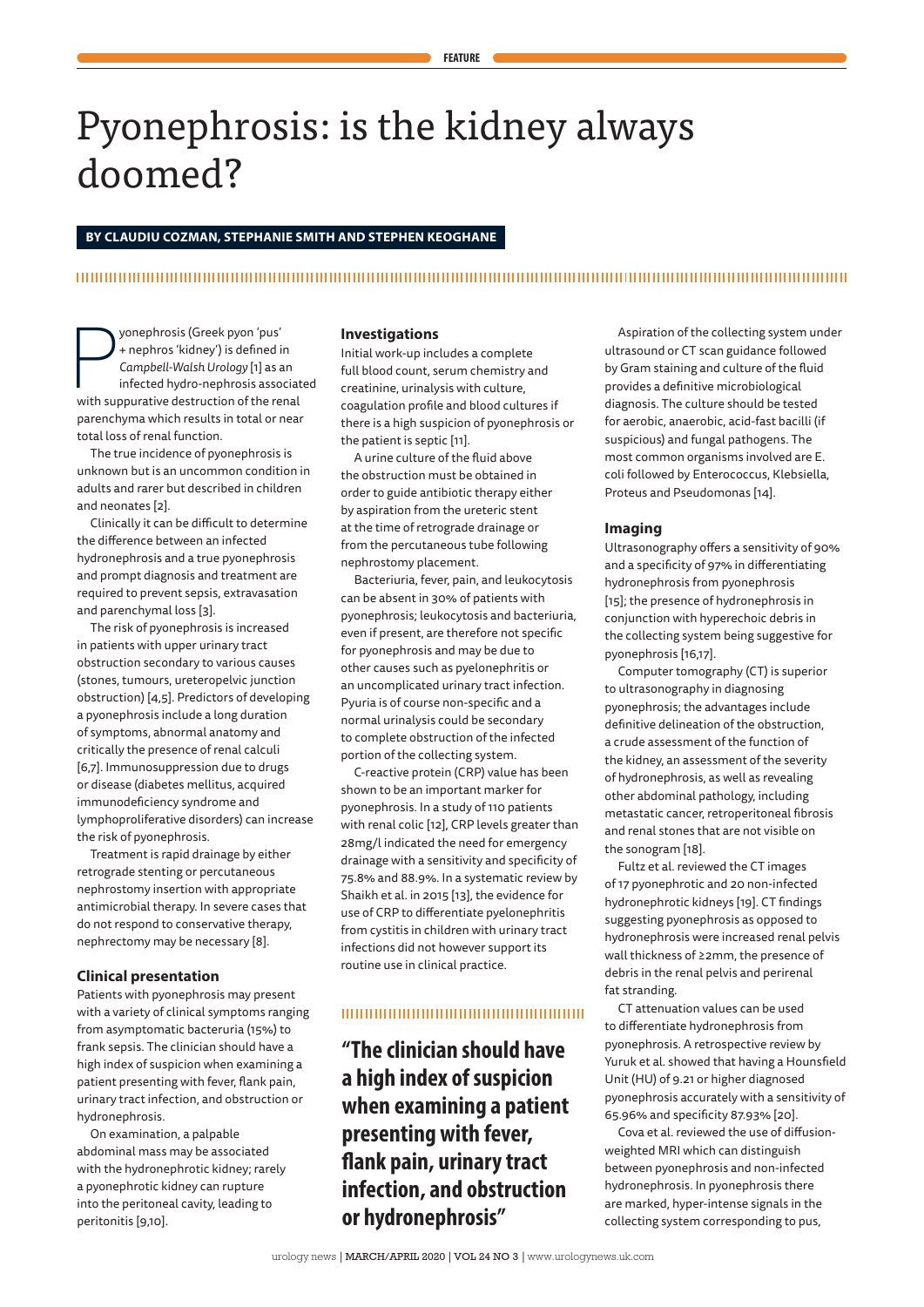# Pyonephrosis: is the kidney always doomed?

**BY CLAUDIU COZMAN, STEPHANIE SMITH AND STEPHEN KEOGHANE**

Pyonephrosis (Greek pyon 'pus' + nephros 'kidney') is defined in *Campbell-Walsh Urology* [1] as an infected hydro-nephrosis associated with suppurative destruction of the renal parenchyma which results in total or near total loss of renal function.

The true incidence of pyonephrosis is unknown but is an uncommon condition in adults and rarer but described in children and neonates [2].

Clinically it can be difficult to determine the difference between an infected hydronephrosis and a true pyonephrosis and prompt diagnosis and treatment are required to prevent sepsis, extravasation and parenchymal loss [3].

The risk of pyonephrosis is increased in patients with upper urinary tract obstruction secondary to various causes (stones, tumours, ureteropelvic junction obstruction) [4,5]. Predictors of developing a pyonephrosis include a long duration of symptoms, abnormal anatomy and critically the presence of renal calculi [6,7]. Immunosuppression due to drugs or disease (diabetes mellitus, acquired immunodeficiency syndrome and lymphoproliferative disorders) can increase the risk of pyonephrosis.

Treatment is rapid drainage by either retrograde stenting or percutaneous nephrostomy insertion with appropriate antimicrobial therapy. In severe cases that do not respond to conservative therapy, nephrectomy may be necessary [8].

## Clinical presentation

Patients with pyonephrosis may present with a variety of clinical symptoms ranging from asymptomatic bacteruria (15%) to frank sepsis. The clinician should have a high index of suspicion when examining a patient presenting with fever, flank pain, urinary tract infection, and obstruction or hydronephrosis.

On examination, a palpable abdominal mass may be associated with the hydronephrotic kidney; rarely a pyonephrotic kidney can rupture into the peritoneal cavity, leading to peritonitis [9,10].

## Investigations

Initial work-up includes a complete full blood count, serum chemistry and creatinine, urinalysis with culture, coagulation profile and blood cultures if there is a high suspicion of pyonephrosis or the patient is septic [11].

A urine culture of the fluid above the obstruction must be obtained in order to guide antibiotic therapy either by aspiration from the ureteric stent at the time of retrograde drainage or from the percutaneous tube following nephrostomy placement.

Bacteriuria, fever, pain, and leukocytosis can be absent in 30% of patients with pyonephrosis; leukocytosis and bacteriuria, even if present, are therefore not specific for pyonephrosis and may be due to other causes such as pyelonephritis or an uncomplicated urinary tract infection. Pyuria is of course non-specific and a normal urinalysis could be secondary to complete obstruction of the infected portion of the collecting system.

C-reactive protein (CRP) value has been shown to be an important marker for pyonephrosis. In a study of 110 patients with renal colic [12], CRP levels greater than 28mg/l indicated the need for emergency drainage with a sensitivity and specificity of 75.8% and 88.9%. In a systematic review by Shaikh et al. in 2015 [13], the evidence for use of CRP to differentiate pyelonephritis from cystitis in children with urinary tract infections did not however support its routine use in clinical practice.

> **"The clinician should have a high index of suspicion when examining a patient presenting with fever, flank pain, urinary tract infection, and obstruction or hydronephrosis"**

Aspiration of the collecting system under ultrasound or CT scan guidance followed by Gram staining and culture of the fluid provides a definitive microbiological diagnosis. The culture should be tested for aerobic, anaerobic, acid-fast bacilli (if suspicious) and fungal pathogens. The most common organisms involved are E. coli followed by Enterococcus, Klebsiella, Proteus and Pseudomonas [14].

## Imaging

Ultrasonography offers a sensitivity of 90% and a specificity of 97% in differentiating hydronephrosis from pyonephrosis [15]; the presence of hydronephrosis in conjunction with hyperechoic debris in the collecting system being suggestive for pyonephrosis [16,17].

Computer tomography (CT) is superior to ultrasonography in diagnosing pyonephrosis; the advantages include definitive delineation of the obstruction, a crude assessment of the function of the kidney, an assessment of the severity of hydronephrosis, as well as revealing other abdominal pathology, including metastatic cancer, retroperitoneal fibrosis and renal stones that are not visible on the sonogram [18].

Fultz et al. reviewed the CT images of 17 pyonephrotic and 20 non-infected hydronephrotic kidneys [19]. CT findings suggesting pyonephrosis as opposed to hydronephrosis were increased renal pelvis wall thickness of ≥2mm, the presence of debris in the renal pelvis and perirenal fat stranding.

CT attenuation values can be used to differentiate hydronephrosis from pyonephrosis. A retrospective review by Yuruk et al. showed that having a Hounsfield Unit (HU) of 9.21 or higher diagnosed pyonephrosis accurately with a sensitivity of 65.96% and specificity 87.93% [20].

Cova et al. reviewed the use of diffusion-weighted MRI which can distinguish between pyonephrosis and non-infected hydronephrosis. In pyonephrosis there are marked, hyper-intense signals in the collecting system corresponding to pus,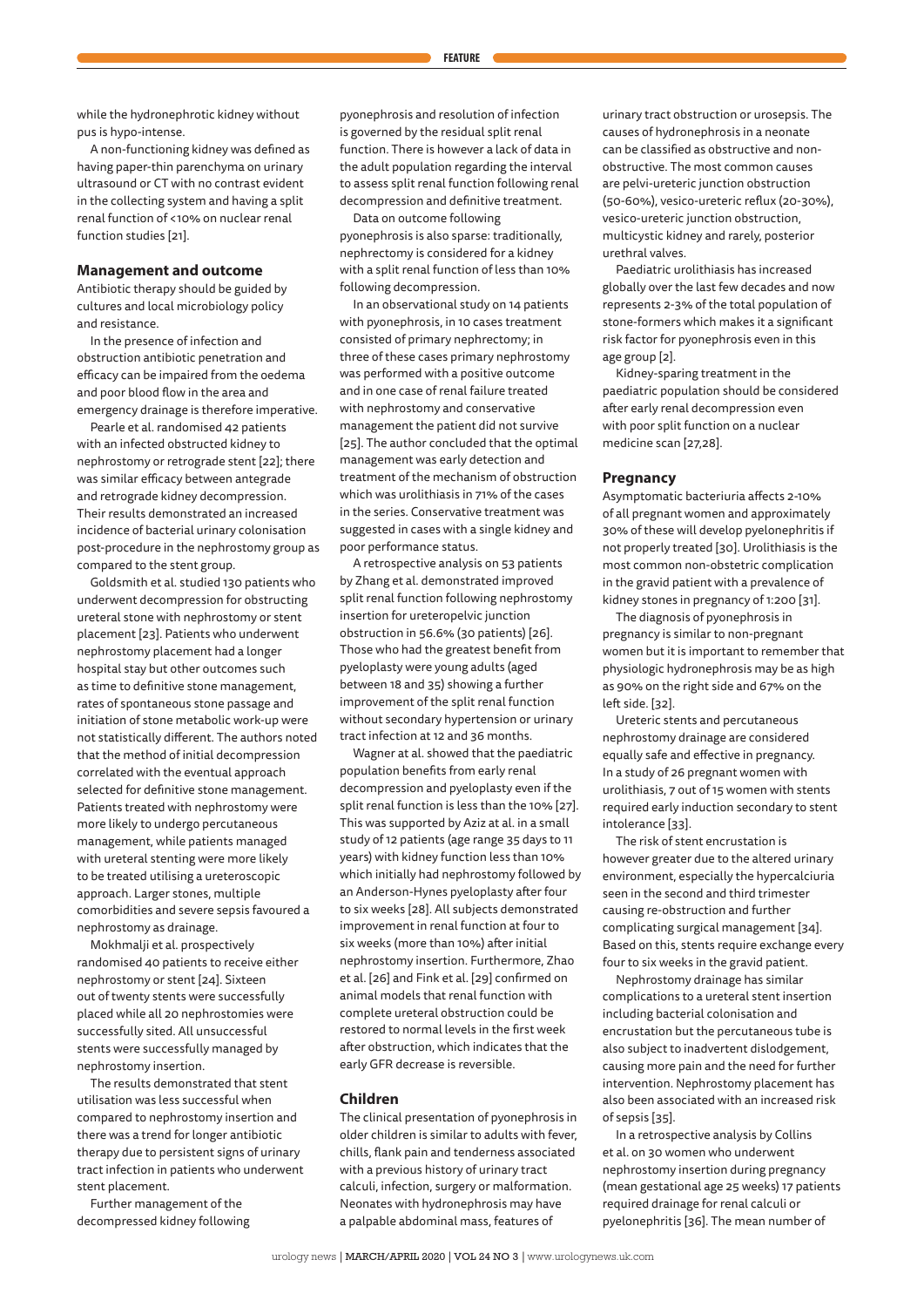while the hydronephrotic kidney without pus is hypo-intense.

A non-functioning kidney was defined as having paper-thin parenchyma on urinary ultrasound or CT with no contrast evident in the collecting system and having a split renal function of <10% on nuclear renal function studies [21].

## Management and outcome

Antibiotic therapy should be guided by cultures and local microbiology policy and resistance.

In the presence of infection and obstruction antibiotic penetration and efficacy can be impaired from the oedema and poor blood flow in the area and emergency drainage is therefore imperative.

Pearle et al. randomised 42 patients with an infected obstructed kidney to nephrostomy or retrograde stent [22]; there was similar efficacy between antegrade and retrograde kidney decompression. Their results demonstrated an increased incidence of bacterial urinary colonisation post-procedure in the nephrostomy group as compared to the stent group.

Goldsmith et al. studied 130 patients who underwent decompression for obstructing ureteral stone with nephrostomy or stent placement [23]. Patients who underwent nephrostomy placement had a longer hospital stay but other outcomes such as time to definitive stone management, rates of spontaneous stone passage and initiation of stone metabolic work-up were not statistically different. The authors noted that the method of initial decompression correlated with the eventual approach selected for definitive stone management. Patients treated with nephrostomy were more likely to undergo percutaneous management, while patients managed with ureteral stenting were more likely to be treated utilising a ureteroscopic approach. Larger stones, multiple comorbidities and severe sepsis favoured a nephrostomy as drainage.

Mokhmalji et al. prospectively randomised 40 patients to receive either nephrostomy or stent [24]. Sixteen out of twenty stents were successfully placed while all 20 nephrostomies were successfully sited. All unsuccessful stents were successfully managed by nephrostomy insertion.

The results demonstrated that stent utilisation was less successful when compared to nephrostomy insertion and there was a trend for longer antibiotic therapy due to persistent signs of urinary tract infection in patients who underwent stent placement.

Further management of the decompressed kidney following pyonephrosis and resolution of infection is governed by the residual split renal function. There is however a lack of data in the adult population regarding the interval to assess split renal function following renal decompression and definitive treatment.

Data on outcome following pyonephrosis is also sparse: traditionally, nephrectomy is considered for a kidney with a split renal function of less than 10% following decompression.

In an observational study on 14 patients with pyonephrosis, in 10 cases treatment consisted of primary nephrectomy; in three of these cases primary nephrostomy was performed with a positive outcome and in one case of renal failure treated with nephrostomy and conservative management the patient did not survive [25]. The author concluded that the optimal management was early detection and treatment of the mechanism of obstruction which was urolithiasis in 71% of the cases in the series. Conservative treatment was suggested in cases with a single kidney and poor performance status.

A retrospective analysis on 53 patients by Zhang et al. demonstrated improved split renal function following nephrostomy insertion for ureteropelvic junction obstruction in 56.6% (30 patients) [26]. Those who had the greatest benefit from pyeloplasty were young adults (aged between 18 and 35) showing a further improvement of the split renal function without secondary hypertension or urinary tract infection at 12 and 36 months.

Wagner at al. showed that the paediatric population benefits from early renal decompression and pyeloplasty even if the split renal function is less than the 10% [27]. This was supported by Aziz at al. in a small study of 12 patients (age range 35 days to 11 years) with kidney function less than 10% which initially had nephrostomy followed by an Anderson-Hynes pyeloplasty after four to six weeks [28]. All subjects demonstrated improvement in renal function at four to six weeks (more than 10%) after initial nephrostomy insertion. Furthermore, Zhao et al. [26] and Fink et al. [29] confirmed on animal models that renal function with complete ureteral obstruction could be restored to normal levels in the first week after obstruction, which indicates that the early GFR decrease is reversible.

## Children

The clinical presentation of pyonephrosis in older children is similar to adults with fever, chills, flank pain and tenderness associated with a previous history of urinary tract calculi, infection, surgery or malformation. Neonates with hydronephrosis may have a palpable abdominal mass, features of urinary tract obstruction or urosepsis. The causes of hydronephrosis in a neonate can be classified as obstructive and non-obstructive. The most common causes are pelvi-ureteric junction obstruction (50-60%), vesico-ureteric reflux (20-30%), vesico-ureteric junction obstruction, multicystic kidney and rarely, posterior urethral valves.

Paediatric urolithiasis has increased globally over the last few decades and now represents 2-3% of the total population of stone-formers which makes it a significant risk factor for pyonephrosis even in this age group [2].

Kidney-sparing treatment in the paediatric population should be considered after early renal decompression even with poor split function on a nuclear medicine scan [27,28].

## Pregnancy

Asymptomatic bacteriuria affects 2-10% of all pregnant women and approximately 30% of these will develop pyelonephritis if not properly treated [30]. Urolithiasis is the most common non-obstetric complication in the gravid patient with a prevalence of kidney stones in pregnancy of 1:200 [31].

The diagnosis of pyonephrosis in pregnancy is similar to non-pregnant women but it is important to remember that physiologic hydronephrosis may be as high as 90% on the right side and 67% on the left side. [32].

Ureteric stents and percutaneous nephrostomy drainage are considered equally safe and effective in pregnancy. In a study of 26 pregnant women with urolithiasis, 7 out of 15 women with stents required early induction secondary to stent intolerance [33].

The risk of stent encrustation is however greater due to the altered urinary environment, especially the hypercalciuria seen in the second and third trimester causing re-obstruction and further complicating surgical management [34]. Based on this, stents require exchange every four to six weeks in the gravid patient.

Nephrostomy drainage has similar complications to a ureteral stent insertion including bacterial colonisation and encrustation but the percutaneous tube is also subject to inadvertent dislodgement, causing more pain and the need for further intervention. Nephrostomy placement has also been associated with an increased risk of sepsis [35].

In a retrospective analysis by Collins et al. on 30 women who underwent nephrostomy insertion during pregnancy (mean gestational age 25 weeks) 17 patients required drainage for renal calculi or pyelonephritis [36]. The mean number of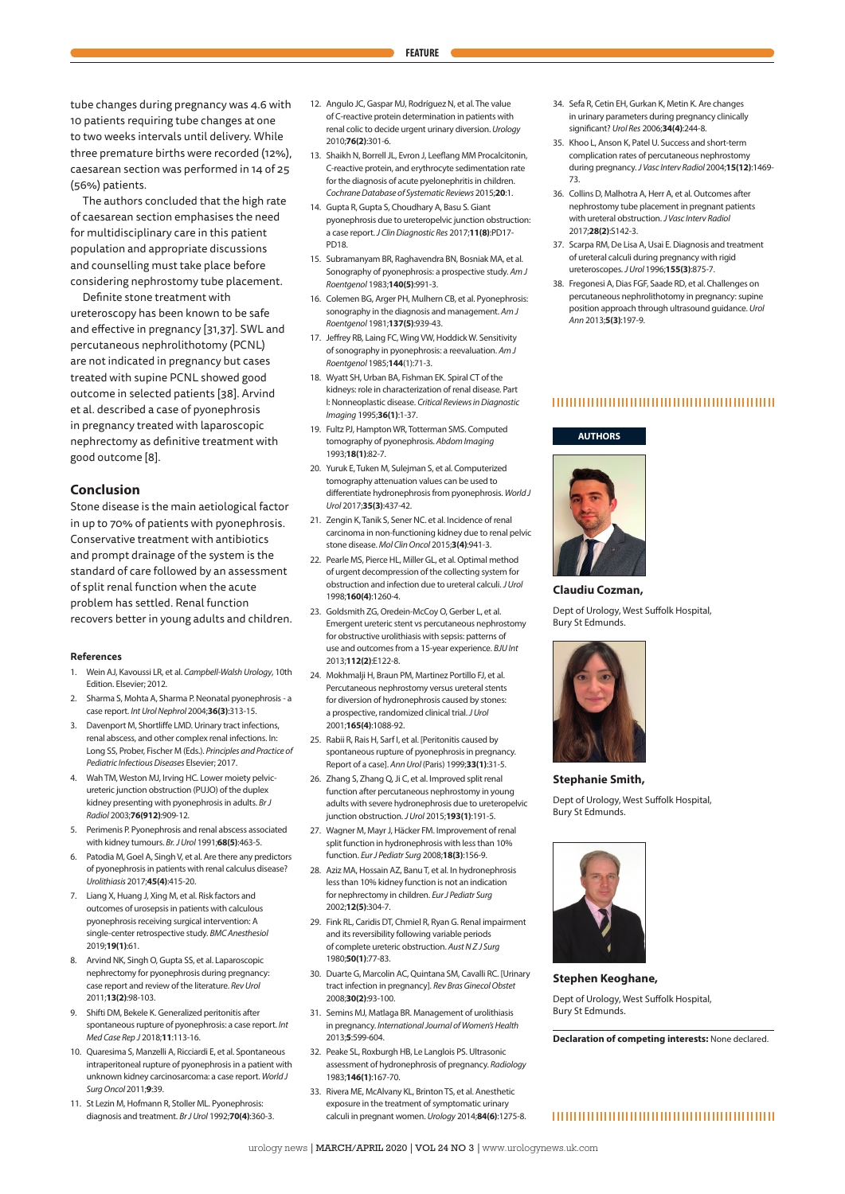tube changes during pregnancy was 4.6 with 10 patients requiring tube changes at one to two weeks intervals until delivery. While three premature births were recorded (12%), caesarean section was performed in 14 of 25 (56%) patients.

The authors concluded that the high rate of caesarean section emphasises the need for multidisciplinary care in this patient population and appropriate discussions and counselling must take place before considering nephrostomy tube placement.

Definite stone treatment with ureteroscopy has been known to be safe and effective in pregnancy [31,37]. SWL and percutaneous nephrolithotomy (PCNL) are not indicated in pregnancy but cases treated with supine PCNL showed good outcome in selected patients [38]. Arvind et al. described a case of pyonephrosis in pregnancy treated with laparoscopic nephrectomy as definitive treatment with good outcome [8].

## Conclusion

Stone disease is the main aetiological factor in up to 70% of patients with pyonephrosis. Conservative treatment with antibiotics and prompt drainage of the system is the standard of care followed by an assessment of split renal function when the acute problem has settled. Renal function recovers better in young adults and children.

### References

1. Wein AJ, Kavoussi LR, et al. *Campbell-Walsh Urology*, 10th Edition. Elsevier; 2012.
2. Sharma S, Mohta A, Sharma P. Neonatal pyonephrosis - a case report. *Int Urol Nephrol* 2004;**36(3)**:313-15.
3. Davenport M, Shortliffe LMD. Urinary tract infections, renal abscess, and other complex renal infections. In: Long SS, Prober, Fischer M (Eds.). *Principles and Practice of Pediatric Infectious Diseases* Elsevier; 2017.
4. Wah TM, Weston MJ, Irving HC. Lower moiety pelvic-ureteric junction obstruction (PUJO) of the duplex kidney presenting with pyonephrosis in adults. *Br J Radiol* 2003;**76(912)**:909-12.
5. Perimenis P. Pyonephrosis and renal abscess associated with kidney tumours. *Br. J Urol* 1991;**68(5)**:463-5.
6. Patodia M, Goel A, Singh V, et al. Are there any predictors of pyonephrosis in patients with renal calculus disease? *Urolithiasis* 2017;**45(4)**:415-20.
7. Liang X, Huang J, Xing M, et al. Risk factors and outcomes of urosepsis in patients with calculous pyonephrosis receiving surgical intervention: A single-center retrospective study. *BMC Anesthesiol* 2019;**19(1)**:61.
8. Arvind NK, Singh O, Gupta SS, et al. Laparoscopic nephrectomy for pyonephrosis during pregnancy: case report and review of the literature. *Rev Urol* 2011;**13(2)**:98-103.
9. Shifti DM, Bekele K. Generalized peritonitis after spontaneous rupture of pyonephrosis: a case report. *Int Med Case Rep J* 2018;**11**:113-16.
10. Quaresima S, Manzelli A, Ricciardi E, et al. Spontaneous intraperitoneal rupture of pyonephrosis in a patient with unknown kidney carcinosarcoma: a case report. *World J Surg Oncol* 2011;**9**:39.
11. St Lezin M, Hofmann R, Stoller ML. Pyonephrosis: diagnosis and treatment. *Br J Urol* 1992;**70(4)**:360-3.
12. Angulo JC, Gaspar MJ, Rodríguez N, et al. The value of C-reactive protein determination in patients with renal colic to decide urgent urinary diversion. *Urology* 2010;**76(2)**:301-6.
13. Shaikh N, Borrell JL, Evron J, Leeflang MM Procalcitonin, C-reactive protein, and erythrocyte sedimentation rate for the diagnosis of acute pyelonephritis in children. *Cochrane Database of Systematic Reviews* 2015;**20**:1.
14. Gupta R, Gupta S, Choudhary A, Basu S. Giant pyonephrosis due to ureteropelvic junction obstruction: a case report. *J Clin Diagnostic Res* 2017;**11(8)**:PD17-PD18.
15. Subramanyam BR, Raghavendra BN, Bosniak MA, et al. Sonography of pyonephrosis: a prospective study. *Am J Roentgenol* 1983;**140(5)**:991-3.
16. Colemen BG, Arger PH, Mulhern CB, et al. Pyonephrosis: sonography in the diagnosis and management. *Am J Roentgenol* 1981;**137(5)**:939-43.
17. Jeffrey RB, Laing FC, Wing VW, Hoddick W. Sensitivity of sonography in pyonephrosis: a reevaluation. *Am J Roentgenol* 1985;**144**(1):71-3.
18. Wyatt SH, Urban BA, Fishman EK. Spiral CT of the kidneys: role in characterization of renal disease. Part I: Nonneoplastic disease. *Critical Reviews in Diagnostic Imaging* 1995;**36(1)**:1-37.
19. Fultz PJ, Hampton WR, Totterman SMS. Computed tomography of pyonephrosis. *Abdom Imaging* 1993;**18(1)**:82-7.
20. Yuruk E, Tuken M, Sulejman S, et al. Computerized tomography attenuation values can be used to differentiate hydronephrosis from pyonephrosis. *World J Urol* 2017;**35(3)**:437-42.
21. Zengin K, Tanik S, Sener NC. et al. Incidence of renal carcinoma in non-functioning kidney due to renal pelvic stone disease. *Mol Clin Oncol* 2015;**3(4)**:941-3.
22. Pearle MS, Pierce HL, Miller GL, et al. Optimal method of urgent decompression of the collecting system for obstruction and infection due to ureteral calculi. *J Urol* 1998;**160(4)**:1260-4.
23. Goldsmith ZG, Oredein-McCoy O, Gerber L, et al. Emergent ureteric stent vs percutaneous nephrostomy for obstructive urolithiasis with sepsis: patterns of use and outcomes from a 15-year experience. *BJU Int* 2013;**112(2)**:E122-8.
24. Mokhmalji H, Braun PM, Martinez Portillo FJ, et al. Percutaneous nephrostomy versus ureteral stents for diversion of hydronephrosis caused by stones: a prospective, randomized clinical trial. *J Urol* 2001;**165(4)**:1088-92.
25. Rabii R, Rais H, Sarf I, et al. [Peritonitis caused by spontaneous rupture of pyonephrosis in pregnancy. Report of a case]. *Ann Urol* (Paris) 1999;**33(1)**:31-5.
26. Zhang S, Zhang Q, Ji C, et al. Improved split renal function after percutaneous nephrostomy in young adults with severe hydronephrosis due to ureteropelvic junction obstruction. *J Urol* 2015;**193(1)**:191-5.
27. Wagner M, Mayr J, Häcker FM. Improvement of renal split function in hydronephrosis with less than 10% function. *Eur J Pediatr Surg* 2008;**18(3)**:156-9.
28. Aziz MA, Hossain AZ, Banu T, et al. In hydronephrosis less than 10% kidney function is not an indication for nephrectomy in children. *Eur J Pediatr Surg* 2002;**12(5)**:304-7.
29. Fink RL, Caridis DT, Chmiel R, Ryan G. Renal impairment and its reversibility following variable periods of complete ureteric obstruction. *Aust N Z J Surg* 1980;**50(1)**:77-83.
30. Duarte G, Marcolin AC, Quintana SM, Cavalli RC. [Urinary tract infection in pregnancy]. *Rev Bras Ginecol Obstet* 2008;**30(2)**:93-100.
31. Semins MJ, Matlaga BR. Management of urolithiasis in pregnancy. *International Journal of Women's Health* 2013;**5**:599-604.
32. Peake SL, Roxburgh HB, Le Langlois PS. Ultrasonic assessment of hydronephrosis of pregnancy. *Radiology* 1983;**146(1)**:167-70.
33. Rivera ME, McAlvany KL, Brinton TS, et al. Anesthetic exposure in the treatment of symptomatic urinary calculi in pregnant women. *Urology* 2014;**84(6)**:1275-8.
34. Sefa R, Cetin EH, Gurkan K, Metin K. Are changes in urinary parameters during pregnancy clinically significant? *Urol Res* 2006;**34(4)**:244-8.
35. Khoo L, Anson K, Patel U. Success and short-term complication rates of percutaneous nephrostomy during pregnancy. *J Vasc Interv Radiol* 2004;**15(12)**:1469-73.
36. Collins D, Malhotra A, Herr A, et al. Outcomes after nephrostomy tube placement in pregnant patients with ureteral obstruction. *J Vasc Interv Radiol* 2017;**28(2)**:S142-3.
37. Scarpa RM, De Lisa A, Usai E. Diagnosis and treatment of ureteral calculi during pregnancy with rigid ureteroscopes. *J Urol* 1996;**155(3)**:875-7.
38. Fregonesi A, Dias FGF, Saade RD, et al. Challenges on percutaneous nephrolithotomy in pregnancy: supine position approach through ultrasound guidance. *Urol Ann* 2013;**5(3)**:197-9.

### AUTHORS

**Claudiu Cozman,**
Dept of Urology, West Suffolk Hospital, Bury St Edmunds.

**Stephanie Smith,**
Dept of Urology, West Suffolk Hospital, Bury St Edmunds.

**Stephen Keoghane,**
Dept of Urology, West Suffolk Hospital, Bury St Edmunds.

**Declaration of competing interests:** None declared.